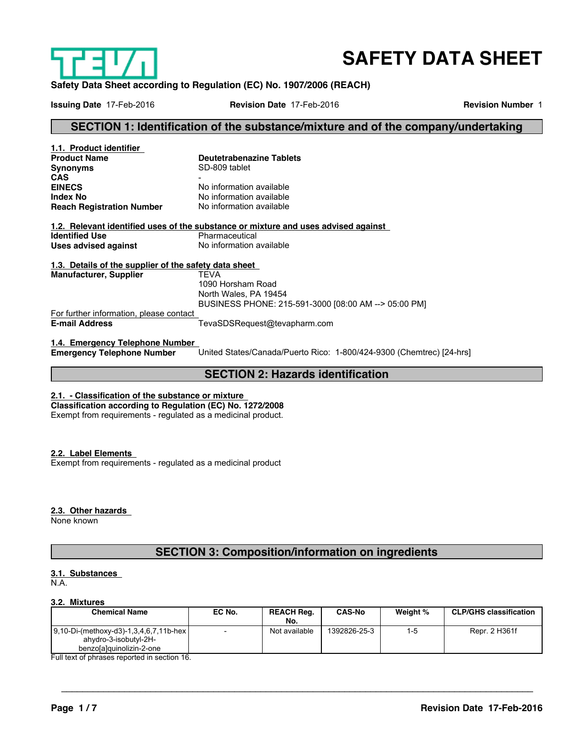# SAFETY DATA SHEET

**Safety Data Sheet according to Regulation (EC) No. 1907/2006 (REACH)**

**Issuing Date** 17-Feb-2016 **Revision Date** 17-Feb-2016 **Revision Number** 1

## SECTION 1: Identification of the substance/mixture and of the company/undertaking

### 1.1. Product identifier

| | |
|---|---|
| **Product Name** | **Deutetrabenazine Tablets** |
| **Synonyms** | SD-809 tablet |
| **CAS** | - |
| **EINECS** | No information available |
| **Index No** | No information available |
| **Reach Registration Number** | No information available |

### 1.2. Relevant identified uses of the substance or mixture and uses advised against

| | |
|---|---|
| **Identified Use** | Pharmaceutical |
| **Uses advised against** | No information available |

### 1.3. Details of the supplier of the safety data sheet

**Manufacturer, Supplier**
TEVA
1090 Horsham Road
North Wales, PA 19454
BUSINESS PHONE: 215-591-3000 [08:00 AM --> 05:00 PM]

For further information, please contact
**E-mail Address** TevaSDSRequest@tevapharm.com

### 1.4. Emergency Telephone Number

**Emergency Telephone Number** United States/Canada/Puerto Rico: 1-800/424-9300 (Chemtrec) [24-hrs]

## SECTION 2: Hazards identification

### 2.1. - Classification of the substance or mixture

**Classification according to Regulation (EC) No. 1272/2008**
Exempt from requirements - regulated as a medicinal product.

### 2.2. Label Elements

Exempt from requirements - regulated as a medicinal product

### 2.3. Other hazards

None known

## SECTION 3: Composition/information on ingredients

### 3.1. Substances

N.A.

### 3.2. Mixtures

| Chemical Name | EC No. | REACH Reg. No. | CAS-No | Weight % | CLP/GHS classification |
|---|---|---|---|---|---|
| 9,10-Di-(methoxy-d3)-1,3,4,6,7,11b-hexahydro-3-isobutyl-2H-benzo[a]quinolizin-2-one | - | Not available | 1392826-25-3 | 1-5 | Repr. 2 H361f |

Full text of phrases reported in section 16.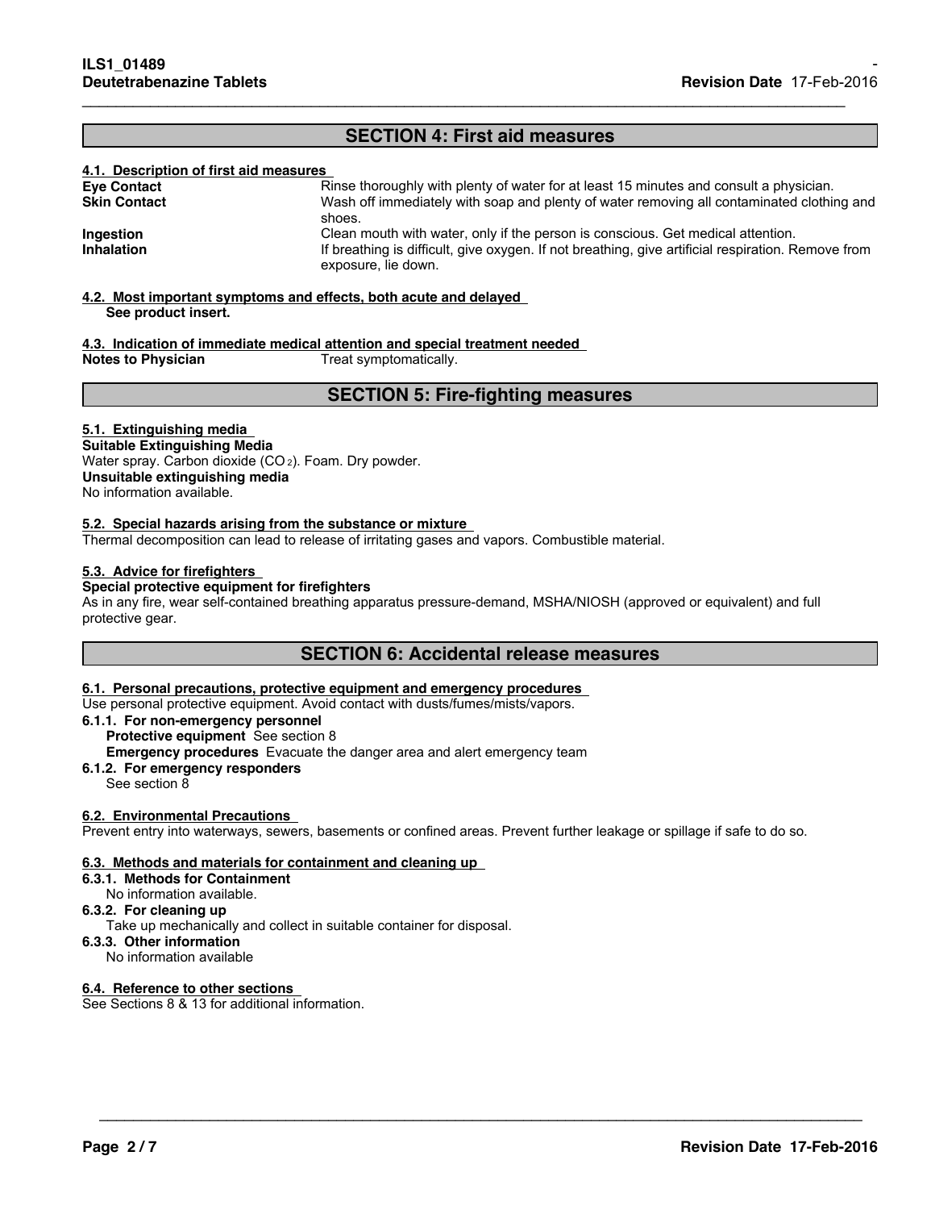## SECTION 4: First aid measures

### 4.1. Description of first aid measures

| | |
|---|---|
| **Eye Contact** | Rinse thoroughly with plenty of water for at least 15 minutes and consult a physician. |
| **Skin Contact** | Wash off immediately with soap and plenty of water removing all contaminated clothing and shoes. |
| **Ingestion** | Clean mouth with water, only if the person is conscious. Get medical attention. |
| **Inhalation** | If breathing is difficult, give oxygen. If not breathing, give artificial respiration. Remove from exposure, lie down. |

### 4.2. Most important symptoms and effects, both acute and delayed

**See product insert.**

### 4.3. Indication of immediate medical attention and special treatment needed

**Notes to Physician** Treat symptomatically.

## SECTION 5: Fire-fighting measures

### 5.1. Extinguishing media

**Suitable Extinguishing Media**

Water spray. Carbon dioxide ($CO_2$). Foam. Dry powder.

**Unsuitable extinguishing media**

No information available.

### 5.2. Special hazards arising from the substance or mixture

Thermal decomposition can lead to release of irritating gases and vapors. Combustible material.

### 5.3. Advice for firefighters

**Special protective equipment for firefighters**

As in any fire, wear self-contained breathing apparatus pressure-demand, MSHA/NIOSH (approved or equivalent) and full protective gear.

## SECTION 6: Accidental release measures

### 6.1. Personal precautions, protective equipment and emergency procedures

Use personal protective equipment. Avoid contact with dusts/fumes/mists/vapors.

**6.1.1. For non-emergency personnel**

**Protective equipment** See section 8

**Emergency procedures** Evacuate the danger area and alert emergency team

**6.1.2. For emergency responders**

See section 8

### 6.2. Environmental Precautions

Prevent entry into waterways, sewers, basements or confined areas. Prevent further leakage or spillage if safe to do so.

### 6.3. Methods and materials for containment and cleaning up

**6.3.1. Methods for Containment**

No information available.

**6.3.2. For cleaning up**

Take up mechanically and collect in suitable container for disposal.

**6.3.3. Other information**

No information available

### 6.4. Reference to other sections

See Sections 8 & 13 for additional information.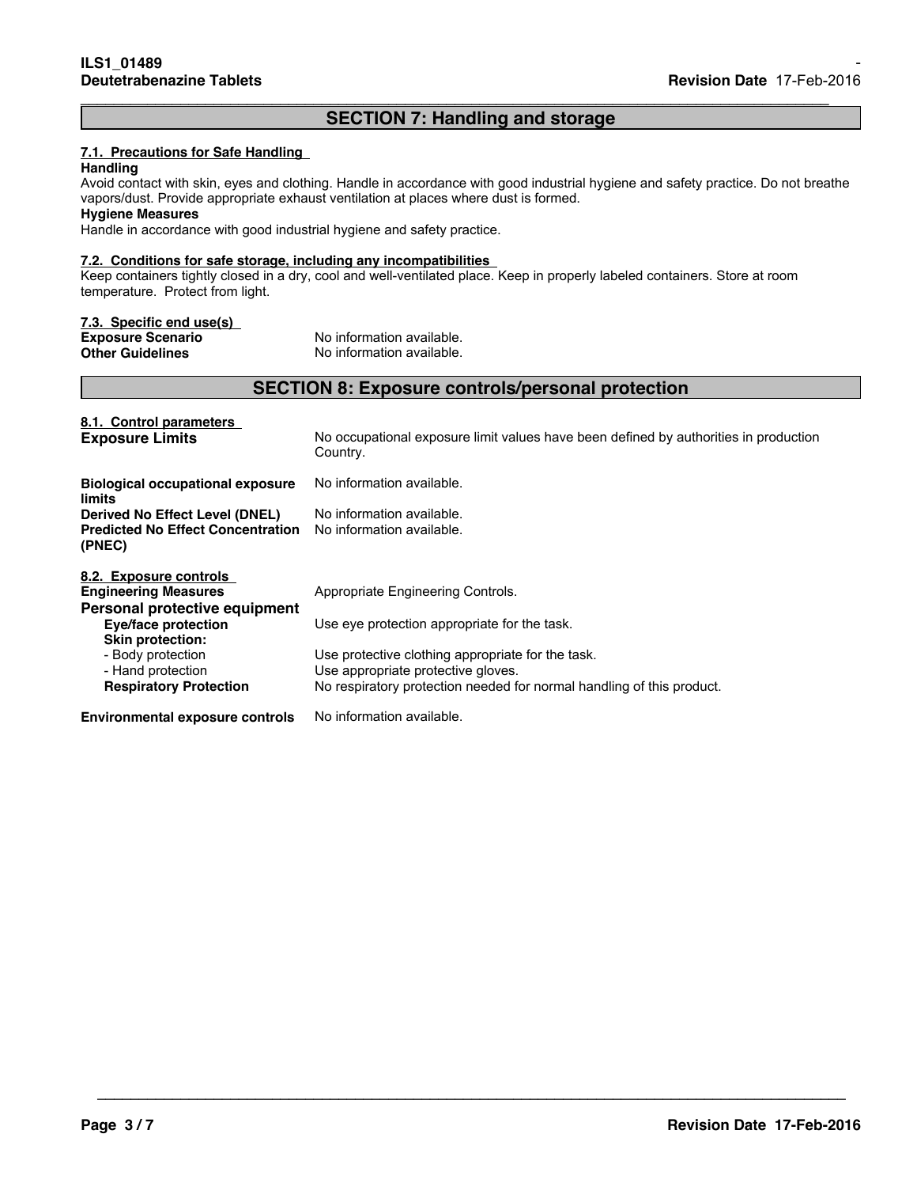## SECTION 7: Handling and storage

### 7.1. Precautions for Safe Handling

**Handling**

Avoid contact with skin, eyes and clothing. Handle in accordance with good industrial hygiene and safety practice. Do not breathe vapors/dust. Provide appropriate exhaust ventilation at places where dust is formed.

**Hygiene Measures**

Handle in accordance with good industrial hygiene and safety practice.

### 7.2. Conditions for safe storage, including any incompatibilities

Keep containers tightly closed in a dry, cool and well-ventilated place. Keep in properly labeled containers. Store at room temperature. Protect from light.

### 7.3. Specific end use(s)

| | |
|---|---|
| **Exposure Scenario** | No information available. |
| **Other Guidelines** | No information available. |

## SECTION 8: Exposure controls/personal protection

### 8.1. Control parameters

| | |
|---|---|
| **Exposure Limits** | No occupational exposure limit values have been defined by authorities in production Country. |
| **Biological occupational exposure limits** | No information available. |
| **Derived No Effect Level (DNEL)** | No information available. |
| **Predicted No Effect Concentration (PNEC)** | No information available. |

### 8.2. Exposure controls

| | |
|---|---|
| **Engineering Measures** | Appropriate Engineering Controls. |
| **Personal protective equipment** | |
| **Eye/face protection** | Use eye protection appropriate for the task. |
| **Skin protection:** | |
| - Body protection | Use protective clothing appropriate for the task. |
| - Hand protection | Use appropriate protective gloves. |
| **Respiratory Protection** | No respiratory protection needed for normal handling of this product. |
| **Environmental exposure controls** | No information available. |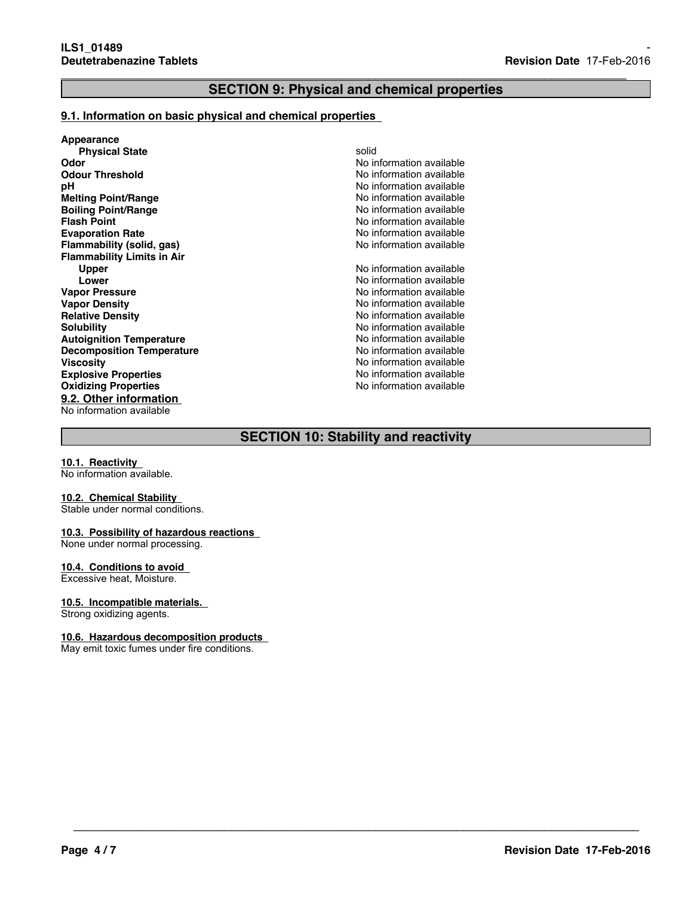## SECTION 9: Physical and chemical properties

### 9.1. Information on basic physical and chemical properties

| | |
|---|---|
| **Appearance** | |
| **Physical State** | solid |
| **Odor** | No information available |
| **Odour Threshold** | No information available |
| **pH** | No information available |
| **Melting Point/Range** | No information available |
| **Boiling Point/Range** | No information available |
| **Flash Point** | No information available |
| **Evaporation Rate** | No information available |
| **Flammability (solid, gas)** | No information available |
| **Flammability Limits in Air** | |
| **Upper** | No information available |
| **Lower** | No information available |
| **Vapor Pressure** | No information available |
| **Vapor Density** | No information available |
| **Relative Density** | No information available |
| **Solubility** | No information available |
| **Autoignition Temperature** | No information available |
| **Decomposition Temperature** | No information available |
| **Viscosity** | No information available |
| **Explosive Properties** | No information available |
| **Oxidizing Properties** | No information available |

### 9.2. Other information

No information available

## SECTION 10: Stability and reactivity

### 10.1. Reactivity

No information available.

### 10.2. Chemical Stability

Stable under normal conditions.

### 10.3. Possibility of hazardous reactions

None under normal processing.

### 10.4. Conditions to avoid

Excessive heat, Moisture.

### 10.5. Incompatible materials.

Strong oxidizing agents.

### 10.6. Hazardous decomposition products

May emit toxic fumes under fire conditions.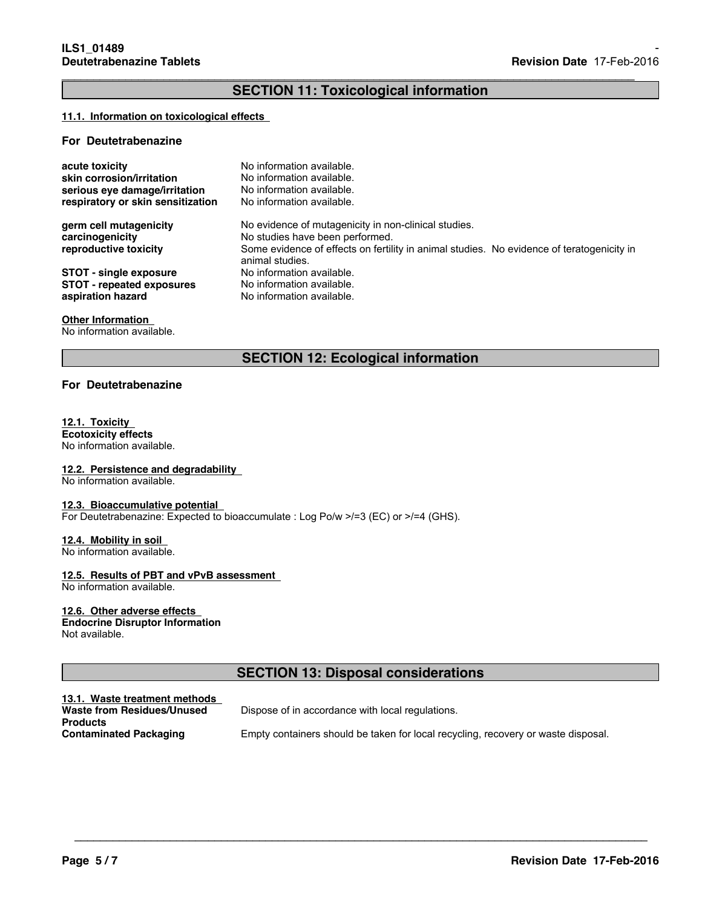## SECTION 11: Toxicological information

### 11.1. Information on toxicological effects

**For Deutetrabenazine**

| | |
|---|---|
| **acute toxicity** | No information available. |
| **skin corrosion/irritation** | No information available. |
| **serious eye damage/irritation** | No information available. |
| **respiratory or skin sensitization** | No information available. |
| **germ cell mutagenicity** | No evidence of mutagenicity in non-clinical studies. |
| **carcinogenicity** | No studies have been performed. |
| **reproductive toxicity** | Some evidence of effects on fertility in animal studies. No evidence of teratogenicity in animal studies. |
| **STOT - single exposure** | No information available. |
| **STOT - repeated exposures** | No information available. |
| **aspiration hazard** | No information available. |

**Other Information**

No information available.

## SECTION 12: Ecological information

**For Deutetrabenazine**

### 12.1. Toxicity

**Ecotoxicity effects**

No information available.

### 12.2. Persistence and degradability

No information available.

### 12.3. Bioaccumulative potential

For Deutetrabenazine: Expected to bioaccumulate : Log Po/w >/=3 (EC) or >/=4 (GHS).

### 12.4. Mobility in soil

No information available.

### 12.5. Results of PBT and vPvB assessment

No information available.

### 12.6. Other adverse effects

**Endocrine Disruptor Information**

Not available.

## SECTION 13: Disposal considerations

### 13.1. Waste treatment methods

| | |
|---|---|
| **Waste from Residues/Unused Products** | Dispose of in accordance with local regulations. |
| **Contaminated Packaging** | Empty containers should be taken for local recycling, recovery or waste disposal. |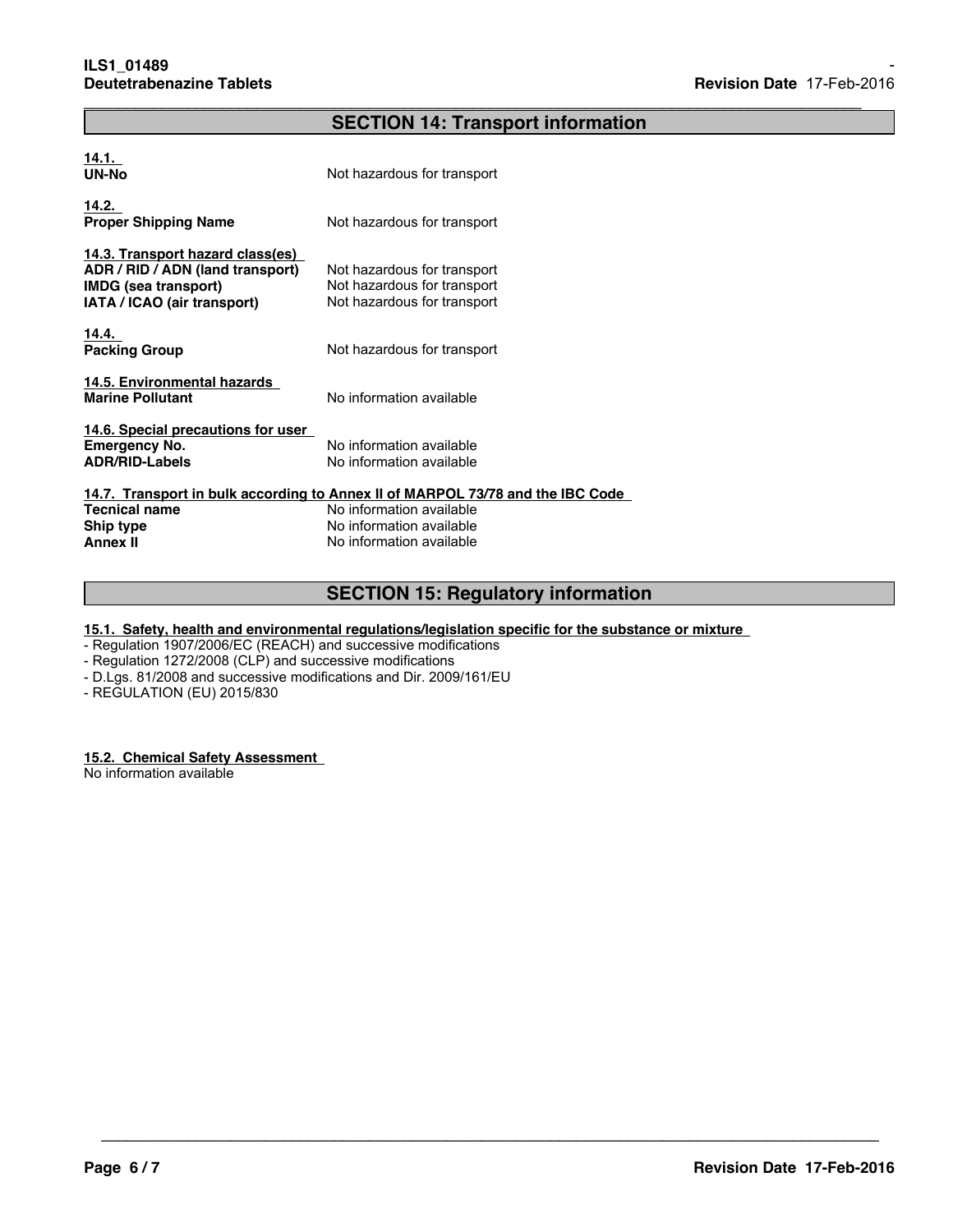## SECTION 14: Transport information

**14.1.**

| | |
|---|---|
| **UN-No** | Not hazardous for transport |

**14.2.**

| | |
|---|---|
| **Proper Shipping Name** | Not hazardous for transport |

**14.3. Transport hazard class(es)**

| | |
|---|---|
| **ADR / RID / ADN (land transport)** | Not hazardous for transport |
| **IMDG (sea transport)** | Not hazardous for transport |
| **IATA / ICAO (air transport)** | Not hazardous for transport |

**14.4.**

| | |
|---|---|
| **Packing Group** | Not hazardous for transport |

**14.5. Environmental hazards**

| | |
|---|---|
| **Marine Pollutant** | No information available |

**14.6. Special precautions for user**

| | |
|---|---|
| **Emergency No.** | No information available |
| **ADR/RID-Labels** | No information available |

**14.7. Transport in bulk according to Annex II of MARPOL 73/78 and the IBC Code**

| | |
|---|---|
| **Tecnical name** | No information available |
| **Ship type** | No information available |
| **Annex II** | No information available |

## SECTION 15: Regulatory information

**15.1. Safety, health and environmental regulations/legislation specific for the substance or mixture**

- Regulation 1907/2006/EC (REACH) and successive modifications
- Regulation 1272/2008 (CLP) and successive modifications
- D.Lgs. 81/2008 and successive modifications and Dir. 2009/161/EU
- REGULATION (EU) 2015/830

**15.2. Chemical Safety Assessment**

No information available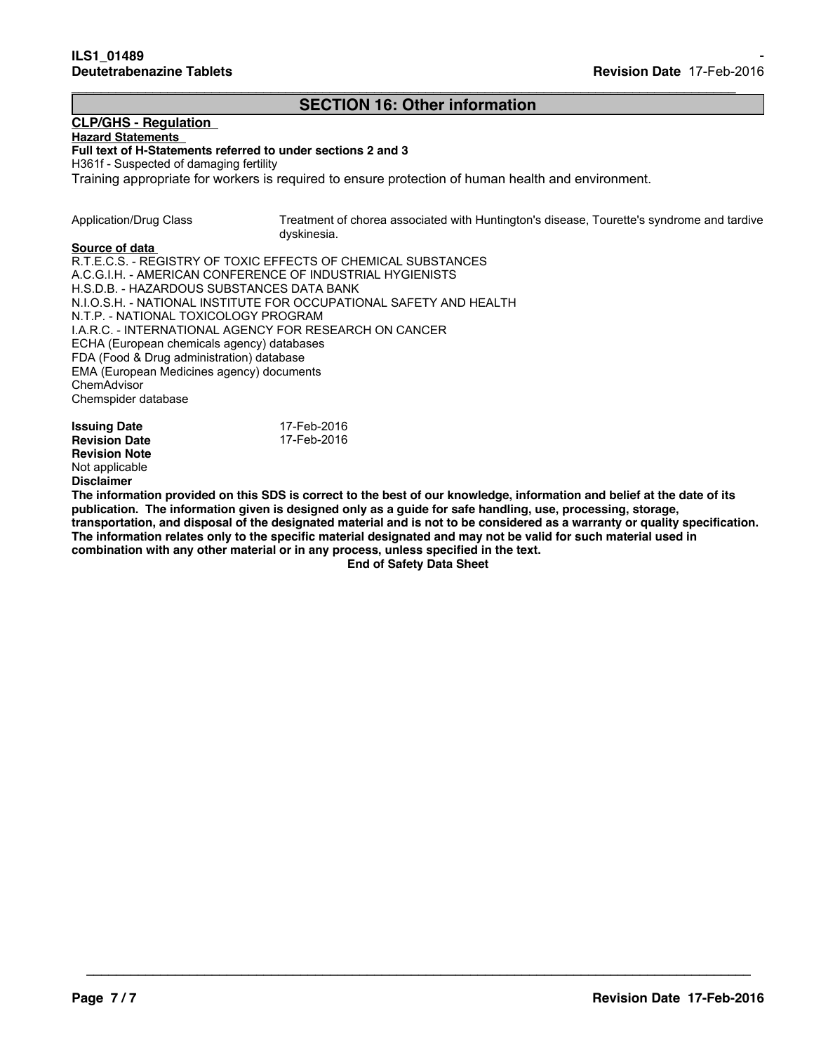## SECTION 16: Other information

**CLP/GHS - Regulation**

**Hazard Statements**

**Full text of H-Statements referred to under sections 2 and 3**

H361f - Suspected of damaging fertility

Training appropriate for workers is required to ensure protection of human health and environment.

| | |
|---|---|
| Application/Drug Class | Treatment of chorea associated with Huntington's disease, Tourette's syndrome and tardive dyskinesia. |

**Source of data**

R.T.E.C.S. - REGISTRY OF TOXIC EFFECTS OF CHEMICAL SUBSTANCES
A.C.G.I.H. - AMERICAN CONFERENCE OF INDUSTRIAL HYGIENISTS
H.S.D.B. - HAZARDOUS SUBSTANCES DATA BANK
N.I.O.S.H. - NATIONAL INSTITUTE FOR OCCUPATIONAL SAFETY AND HEALTH
N.T.P. - NATIONAL TOXICOLOGY PROGRAM
I.A.R.C. - INTERNATIONAL AGENCY FOR RESEARCH ON CANCER
ECHA (European chemicals agency) databases
FDA (Food & Drug administration) database
EMA (European Medicines agency) documents
ChemAdvisor
Chemspider database

| | |
|---|---|
| **Issuing Date** | 17-Feb-2016 |
| **Revision Date** | 17-Feb-2016 |

**Revision Note**

Not applicable

**Disclaimer**

**The information provided on this SDS is correct to the best of our knowledge, information and belief at the date of its publication. The information given is designed only as a guide for safe handling, use, processing, storage, transportation, and disposal of the designated material and is not to be considered as a warranty or quality specification. The information relates only to the specific material designated and may not be valid for such material used in combination with any other material or in any process, unless specified in the text.**

**End of Safety Data Sheet**